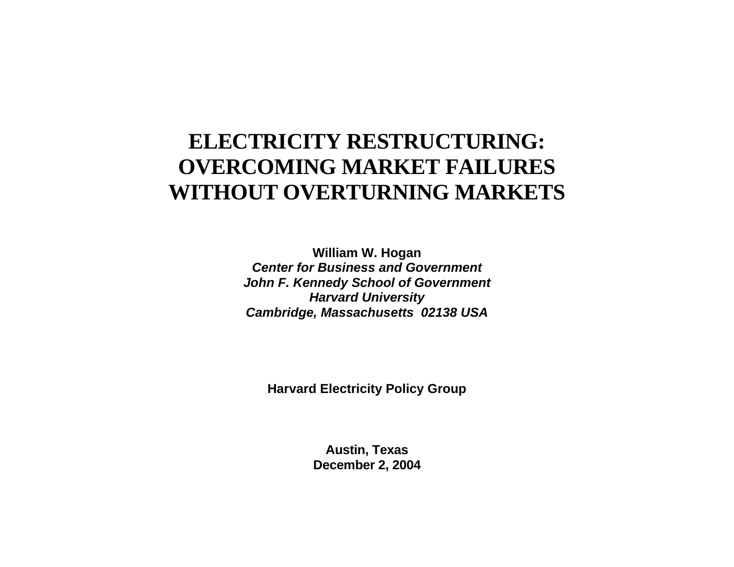# ELECTRICITY RESTRUCTURING: OVERCOMING MARKET FAILURES WITHOUT OVERTURNING MARKETS

**William W. Hogan**
***Center for Business and Government***
***John F. Kennedy School of Government***
***Harvard University***
***Cambridge, Massachusetts 02138 USA***

**Harvard Electricity Policy Group**

**Austin, Texas**
**December 2, 2004**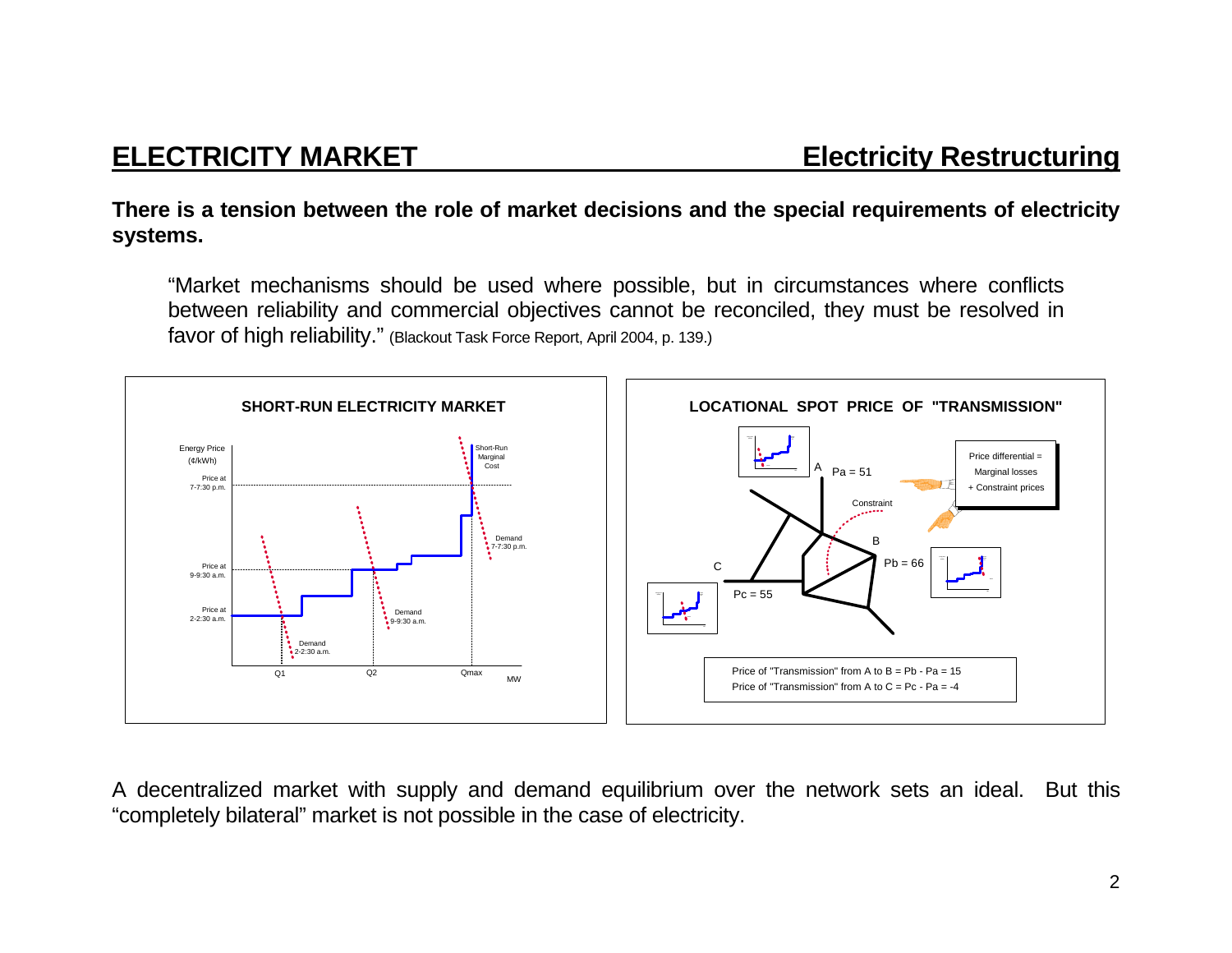# ELECTRICITY MARKET — Electricity Restructuring

**There is a tension between the role of market decisions and the special requirements of electricity systems.**

> "Market mechanisms should be used where possible, but in circumstances where conflicts between reliability and commercial objectives cannot be reconciled, they must be resolved in favor of high reliability." (Blackout Task Force Report, April 2004, p. 139.)

**SHORT-RUN ELECTRICITY MARKET**

Energy Price (¢/kWh); Price at 7-7:30 p.m.; Price at 9-9:30 a.m.; Price at 2-2:30 a.m.; Short-Run Marginal Cost; Demand 7-7:30 p.m.; Demand 9-9:30 a.m.; Demand 2-2:30 a.m.; Q1; Q2; Qmax; MW

**LOCATIONAL SPOT PRICE OF "TRANSMISSION"**

A: Pa = 51; B: Pb = 66; C: Pc = 55; Constraint

Price differential = Marginal losses + Constraint prices

Price of "Transmission" from A to B = Pb - Pa = 15
Price of "Transmission" from A to C = Pc - Pa = -4

A decentralized market with supply and demand equilibrium over the network sets an ideal. But this "completely bilateral" market is not possible in the case of electricity.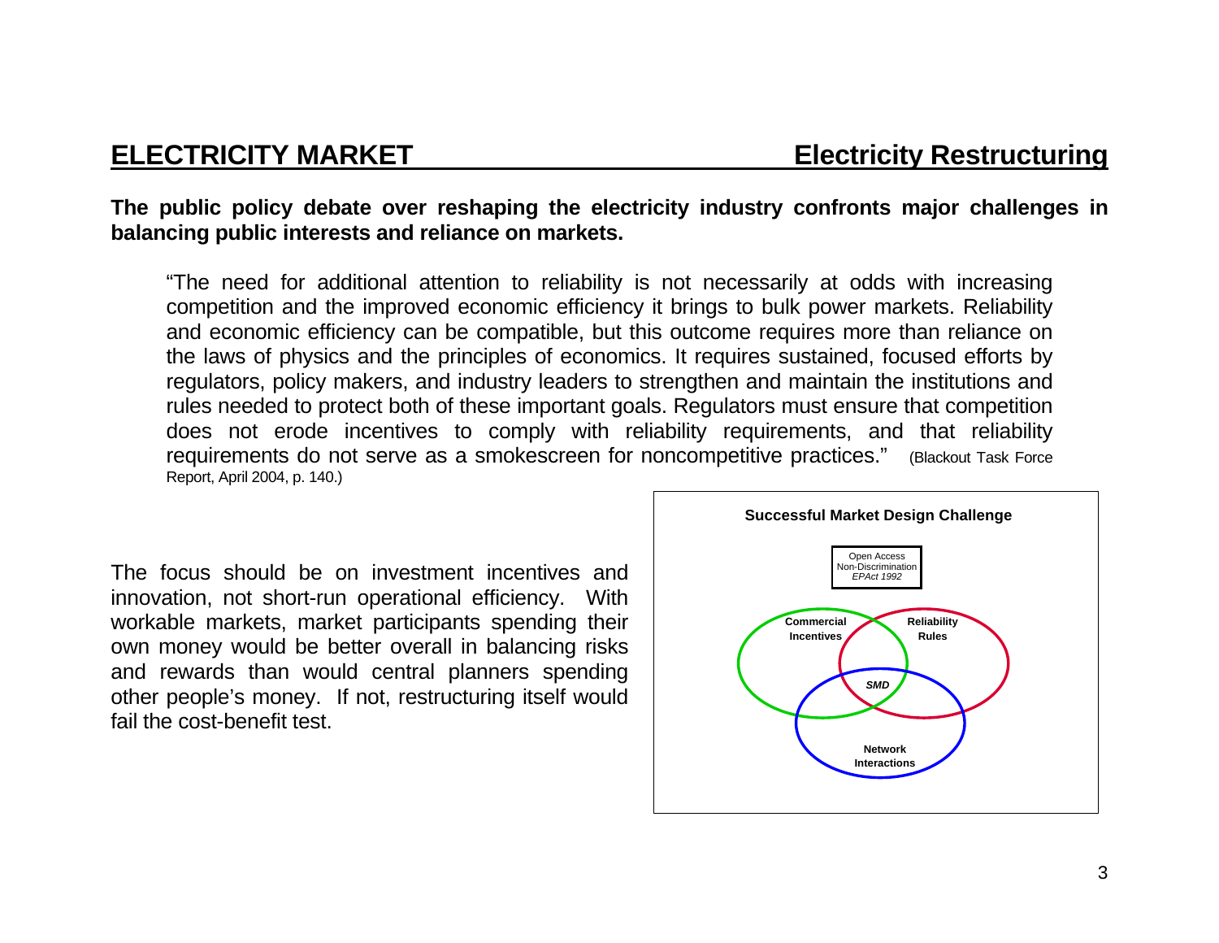## ELECTRICITY MARKET — Electricity Restructuring

**The public policy debate over reshaping the electricity industry confronts major challenges in balancing public interests and reliance on markets.**

> "The need for additional attention to reliability is not necessarily at odds with increasing competition and the improved economic efficiency it brings to bulk power markets. Reliability and economic efficiency can be compatible, but this outcome requires more than reliance on the laws of physics and the principles of economics. It requires sustained, focused efforts by regulators, policy makers, and industry leaders to strengthen and maintain the institutions and rules needed to protect both of these important goals. Regulators must ensure that competition does not erode incentives to comply with reliability requirements, and that reliability requirements do not serve as a smokescreen for noncompetitive practices." (Blackout Task Force Report, April 2004, p. 140.)

The focus should be on investment incentives and innovation, not short-run operational efficiency. With workable markets, market participants spending their own money would be better overall in balancing risks and rewards than would central planners spending other people's money. If not, restructuring itself would fail the cost-benefit test.

**Successful Market Design Challenge**

Open Access
Non-Discrimination
*EPAct 1992*

Commercial Incentives

Reliability Rules

***SMD***

Network Interactions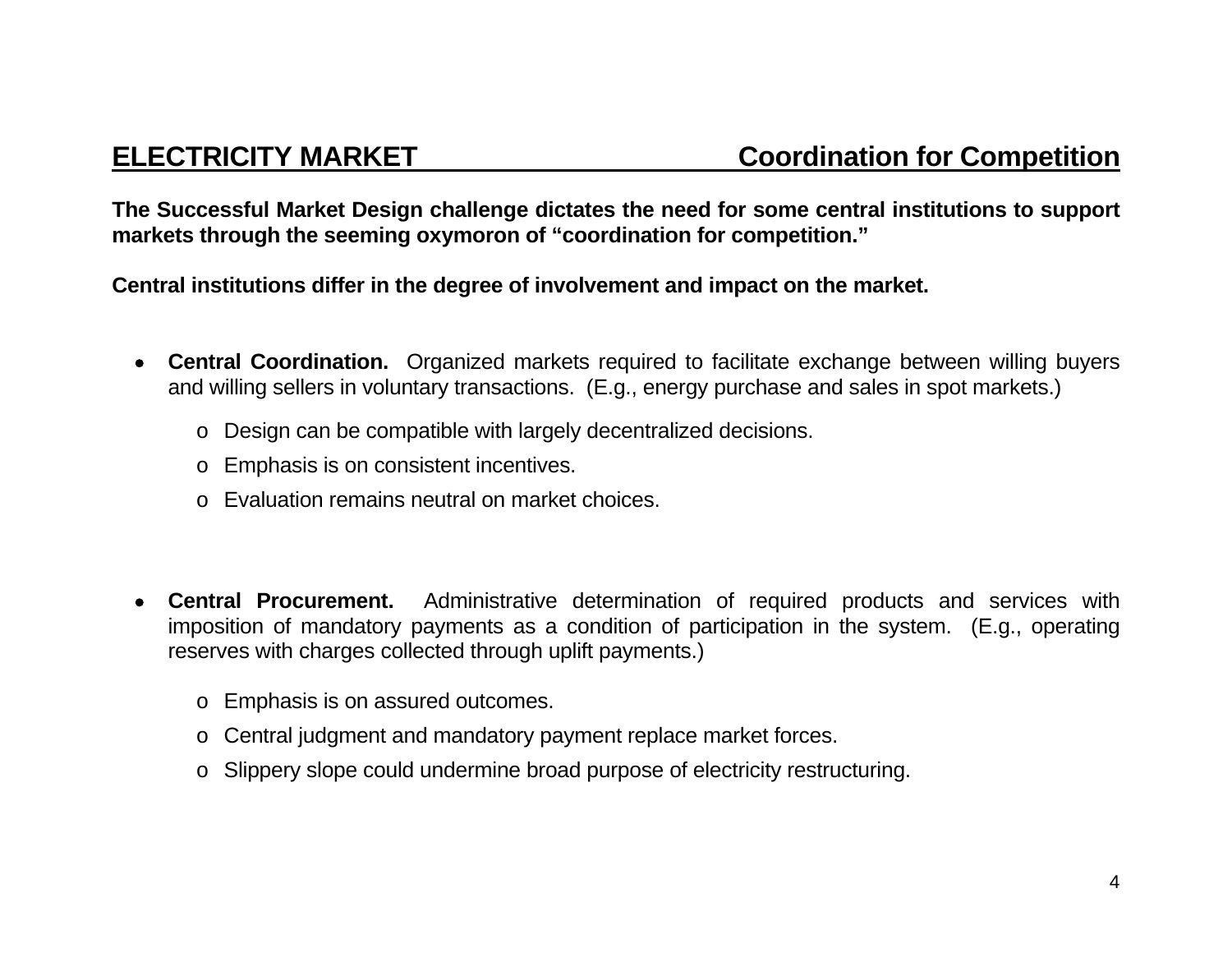## ELECTRICITY MARKET — Coordination for Competition

**The Successful Market Design challenge dictates the need for some central institutions to support markets through the seeming oxymoron of "coordination for competition."**

**Central institutions differ in the degree of involvement and impact on the market.**

- **Central Coordination.** Organized markets required to facilitate exchange between willing buyers and willing sellers in voluntary transactions. (E.g., energy purchase and sales in spot markets.)
  - Design can be compatible with largely decentralized decisions.
  - Emphasis is on consistent incentives.
  - Evaluation remains neutral on market choices.

- **Central Procurement.** Administrative determination of required products and services with imposition of mandatory payments as a condition of participation in the system. (E.g., operating reserves with charges collected through uplift payments.)
  - Emphasis is on assured outcomes.
  - Central judgment and mandatory payment replace market forces.
  - Slippery slope could undermine broad purpose of electricity restructuring.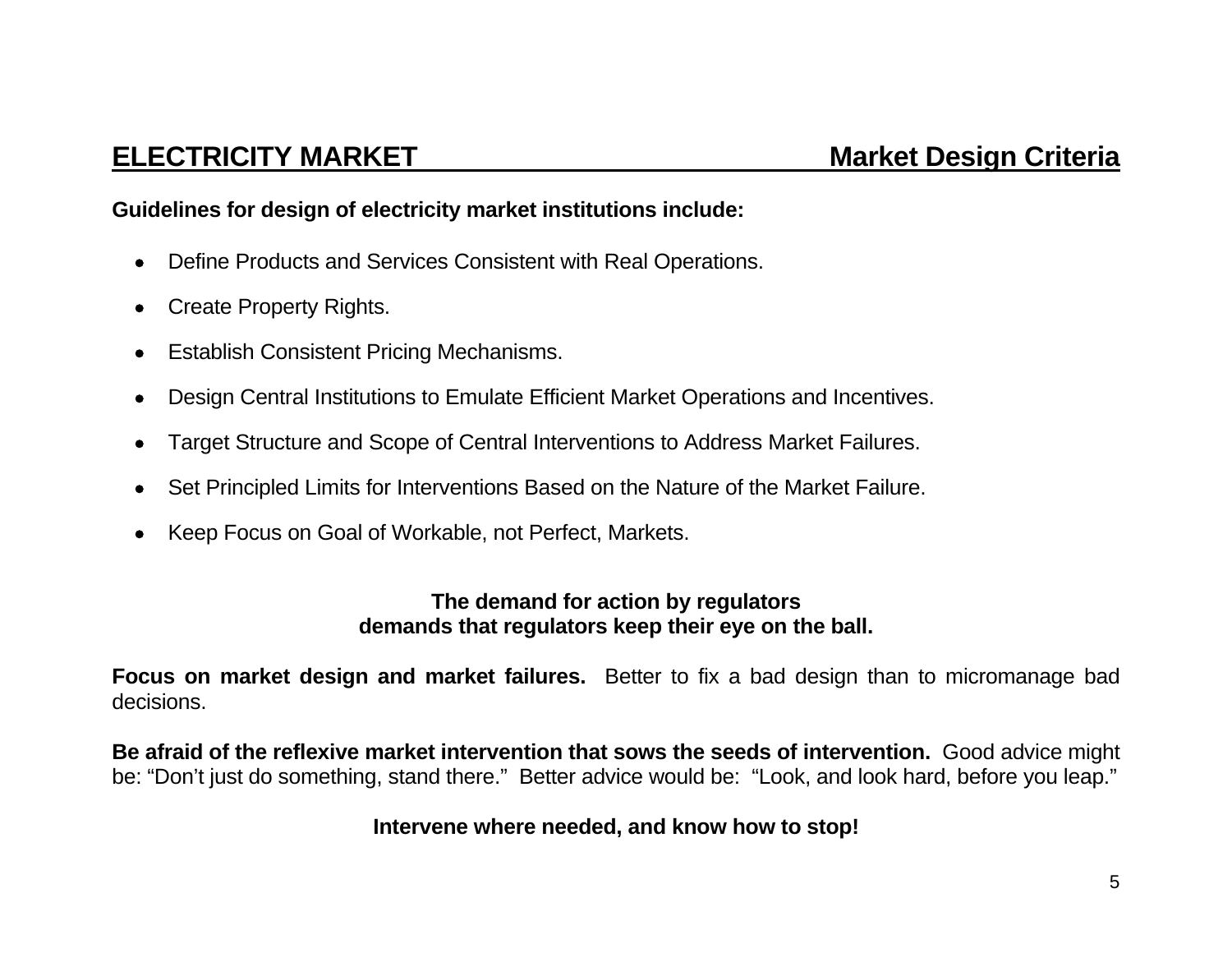## ELECTRICITY MARKET — Market Design Criteria

**Guidelines for design of electricity market institutions include:**

- Define Products and Services Consistent with Real Operations.
- Create Property Rights.
- Establish Consistent Pricing Mechanisms.
- Design Central Institutions to Emulate Efficient Market Operations and Incentives.
- Target Structure and Scope of Central Interventions to Address Market Failures.
- Set Principled Limits for Interventions Based on the Nature of the Market Failure.
- Keep Focus on Goal of Workable, not Perfect, Markets.

**The demand for action by regulators demands that regulators keep their eye on the ball.**

**Focus on market design and market failures.** Better to fix a bad design than to micromanage bad decisions.

**Be afraid of the reflexive market intervention that sows the seeds of intervention.** Good advice might be: "Don't just do something, stand there." Better advice would be: "Look, and look hard, before you leap."

**Intervene where needed, and know how to stop!**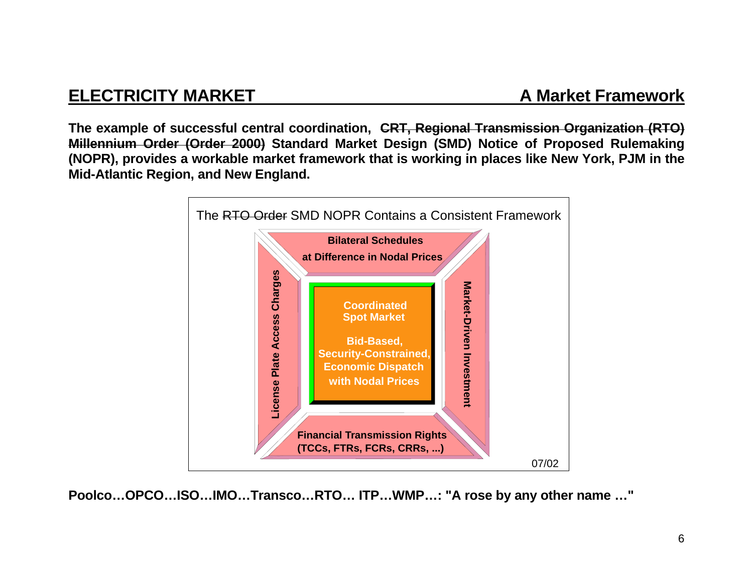## ELECTRICITY MARKET — A Market Framework

**The example of successful central coordination, ~~CRT, Regional Transmission Organization (RTO) Millennium Order (Order 2000)~~ Standard Market Design (SMD) Notice of Proposed Rulemaking (NOPR), provides a workable market framework that is working in places like New York, PJM in the Mid-Atlantic Region, and New England.**

The ~~RTO Order~~ SMD NOPR Contains a Consistent Framework

**Bilateral Schedules at Difference in Nodal Prices**

**License Plate Access Charges**

**Coordinated Spot Market**

**Bid-Based, Security-Constrained, Economic Dispatch with Nodal Prices**

**Market-Driven Investment**

**Financial Transmission Rights (TCCs, FTRs, FCRs, CRRs, ...)**

07/02

**Poolco…OPCO…ISO…IMO…Transco…RTO… ITP…WMP…: "A rose by any other name …"**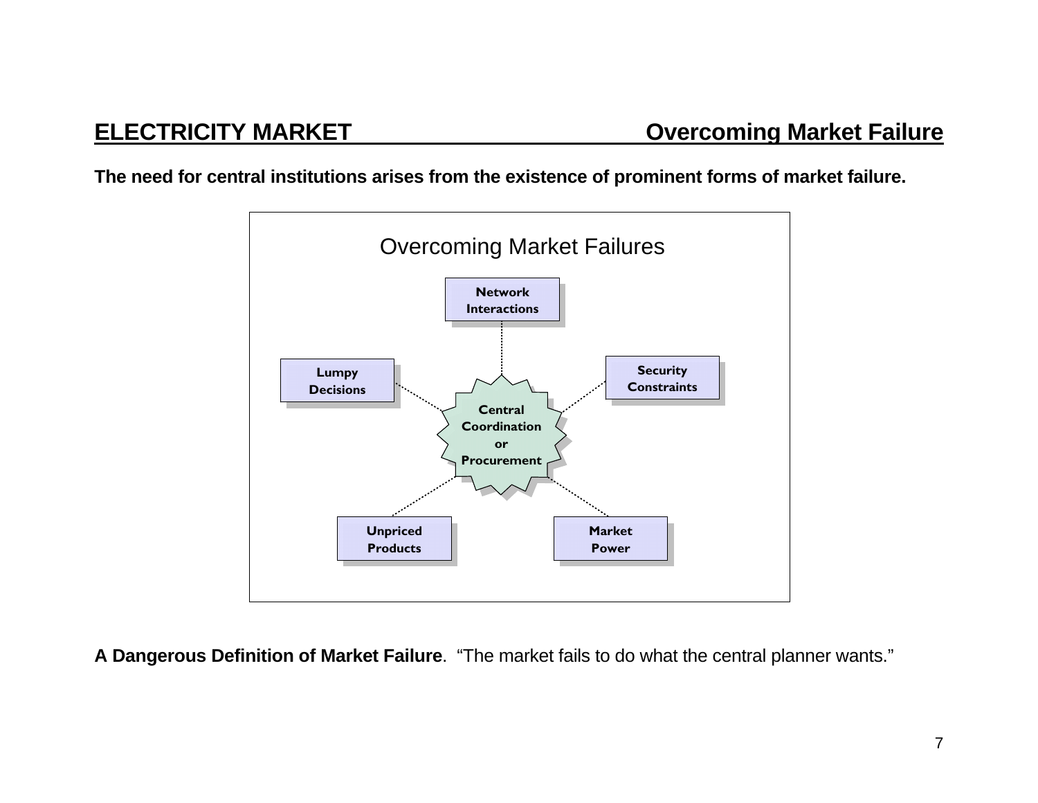## ELECTRICITY MARKET — Overcoming Market Failure

**The need for central institutions arises from the existence of prominent forms of market failure.**

Overcoming Market Failures

- Network Interactions
- Lumpy Decisions
- Security Constraints
- Central Coordination or Procurement
- Unpriced Products
- Market Power

**A Dangerous Definition of Market Failure**. "The market fails to do what the central planner wants."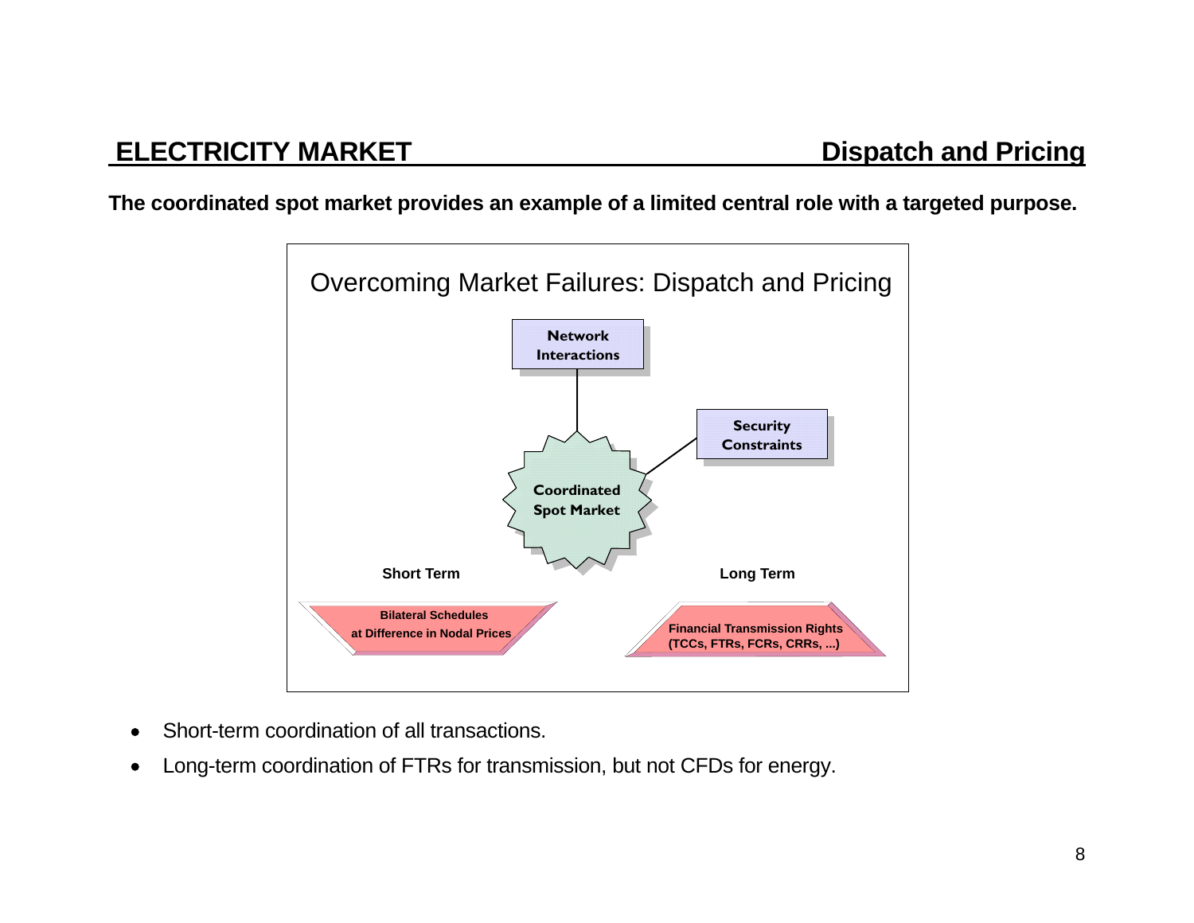## ELECTRICITY MARKET — Dispatch and Pricing

**The coordinated spot market provides an example of a limited central role with a targeted purpose.**

Overcoming Market Failures: Dispatch and Pricing

**Network Interactions**

**Security Constraints**

**Coordinated Spot Market**

**Short Term**

**Bilateral Schedules at Difference in Nodal Prices**

**Long Term**

**Financial Transmission Rights (TCCs, FTRs, FCRs, CRRs, ...)**

- Short-term coordination of all transactions.
- Long-term coordination of FTRs for transmission, but not CFDs for energy.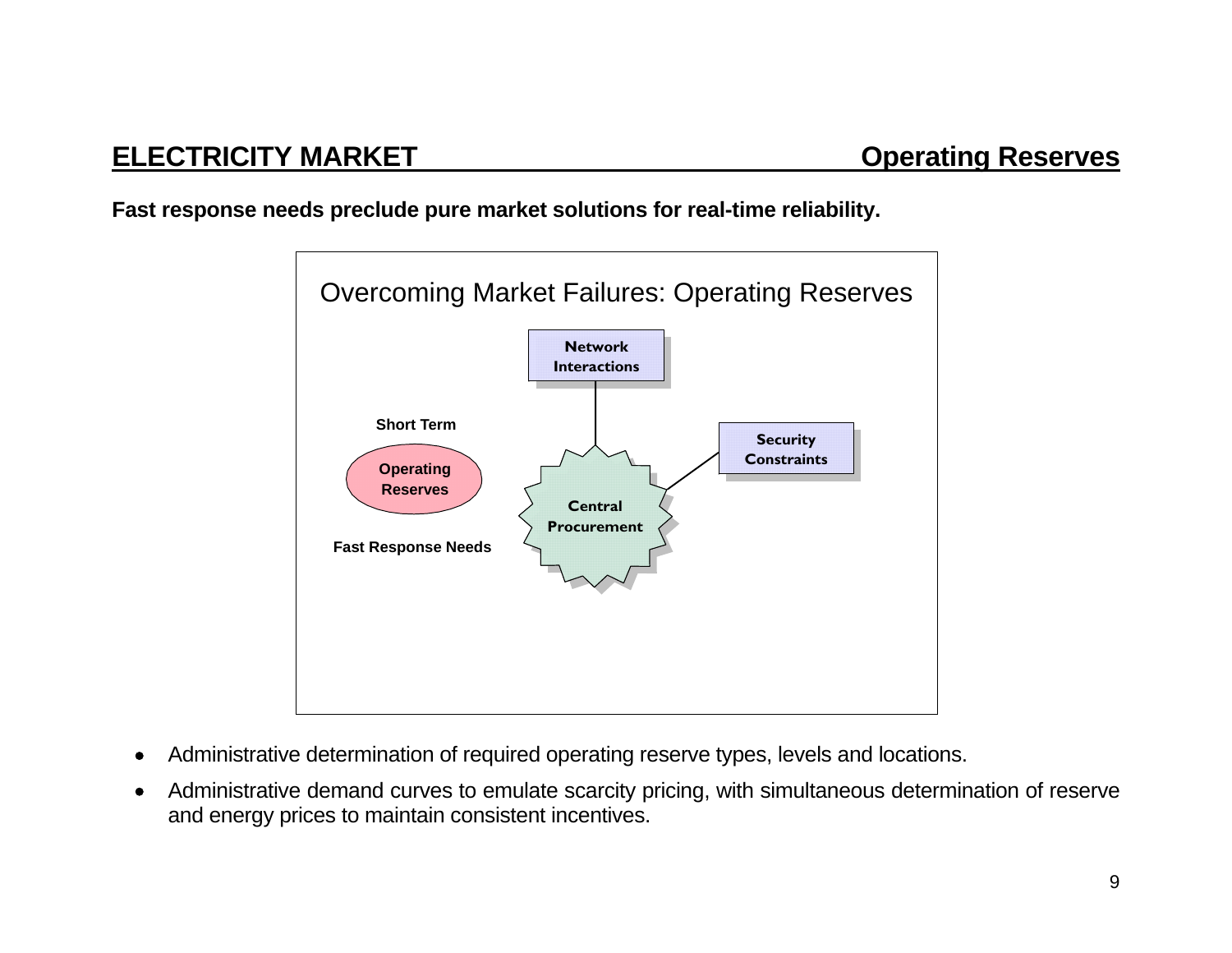## ELECTRICITY MARKET — Operating Reserves

**Fast response needs preclude pure market solutions for real-time reliability.**

Overcoming Market Failures: Operating Reserves

**Network Interactions**

**Short Term**

**Operating Reserves**

**Security Constraints**

**Central Procurement**

**Fast Response Needs**

- Administrative determination of required operating reserve types, levels and locations.
- Administrative demand curves to emulate scarcity pricing, with simultaneous determination of reserve and energy prices to maintain consistent incentives.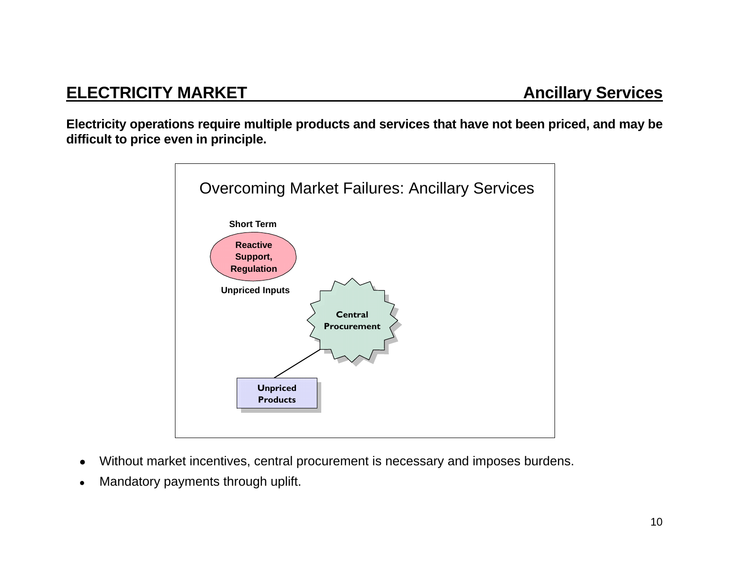## ELECTRICITY MARKET — Ancillary Services

**Electricity operations require multiple products and services that have not been priced, and may be difficult to price even in principle.**

Overcoming Market Failures: Ancillary Services

**Short Term**

**Reactive Support, Regulation**

**Unpriced Inputs**

**Central Procurement**

**Unpriced Products**

- Without market incentives, central procurement is necessary and imposes burdens.
- Mandatory payments through uplift.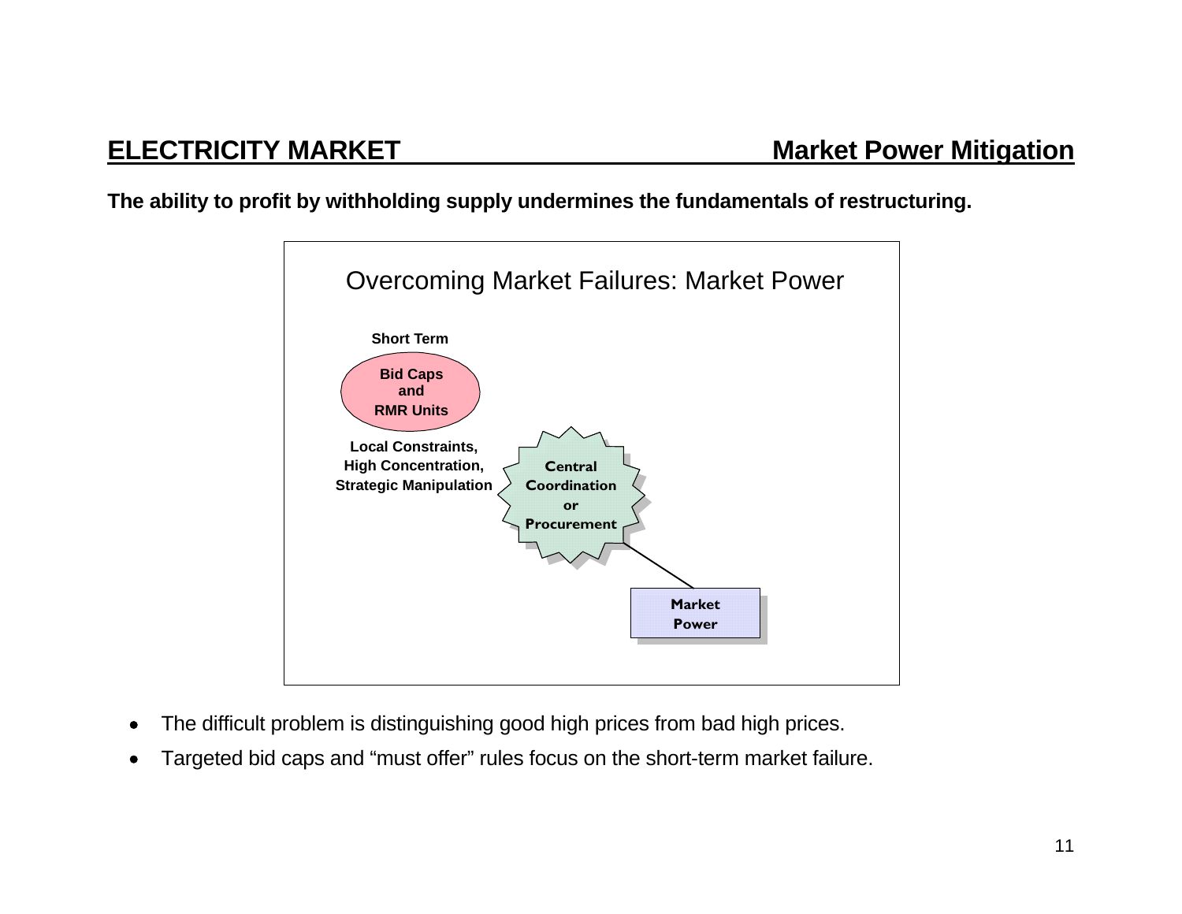## ELECTRICITY MARKET — Market Power Mitigation

**The ability to profit by withholding supply undermines the fundamentals of restructuring.**

Overcoming Market Failures: Market Power

**Short Term**

**Bid Caps and RMR Units**

**Local Constraints, High Concentration, Strategic Manipulation**

**Central Coordination or Procurement**

**Market Power**

- The difficult problem is distinguishing good high prices from bad high prices.
- Targeted bid caps and "must offer" rules focus on the short-term market failure.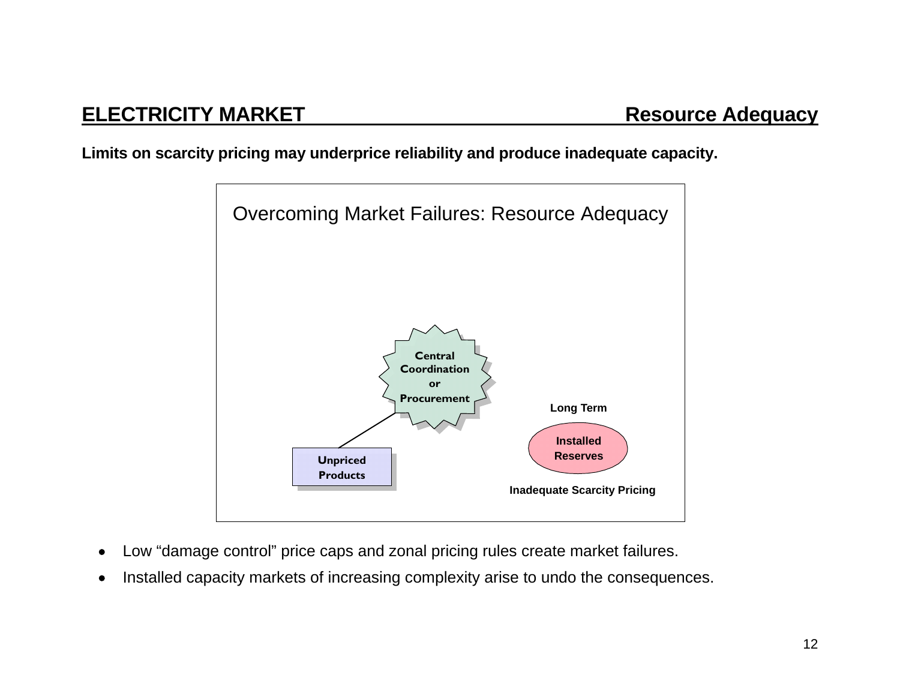## ELECTRICITY MARKET — Resource Adequacy

**Limits on scarcity pricing may underprice reliability and produce inadequate capacity.**

Overcoming Market Failures: Resource Adequacy

**Central Coordination or Procurement**

**Unpriced Products**

**Long Term**

**Installed Reserves**

**Inadequate Scarcity Pricing**

- Low "damage control" price caps and zonal pricing rules create market failures.
- Installed capacity markets of increasing complexity arise to undo the consequences.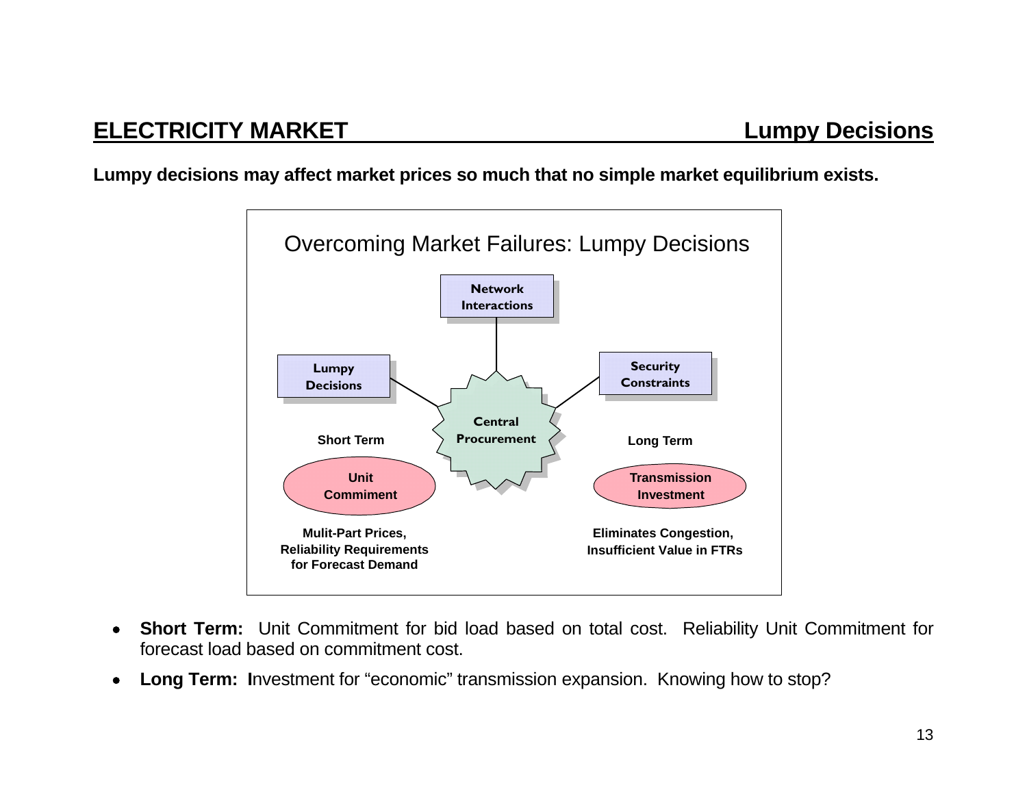## ELECTRICITY MARKET — Lumpy Decisions

**Lumpy decisions may affect market prices so much that no simple market equilibrium exists.**

Overcoming Market Failures: Lumpy Decisions

- Network Interactions
- Lumpy Decisions
- Security Constraints
- Central Procurement

**Short Term**

**Unit Commiment**

**Mulit-Part Prices, Reliability Requirements for Forecast Demand**

**Long Term**

**Transmission Investment**

**Eliminates Congestion, Insufficient Value in FTRs**

- **Short Term:** Unit Commitment for bid load based on total cost. Reliability Unit Commitment for forecast load based on commitment cost.
- **Long Term: I**nvestment for "economic" transmission expansion. Knowing how to stop?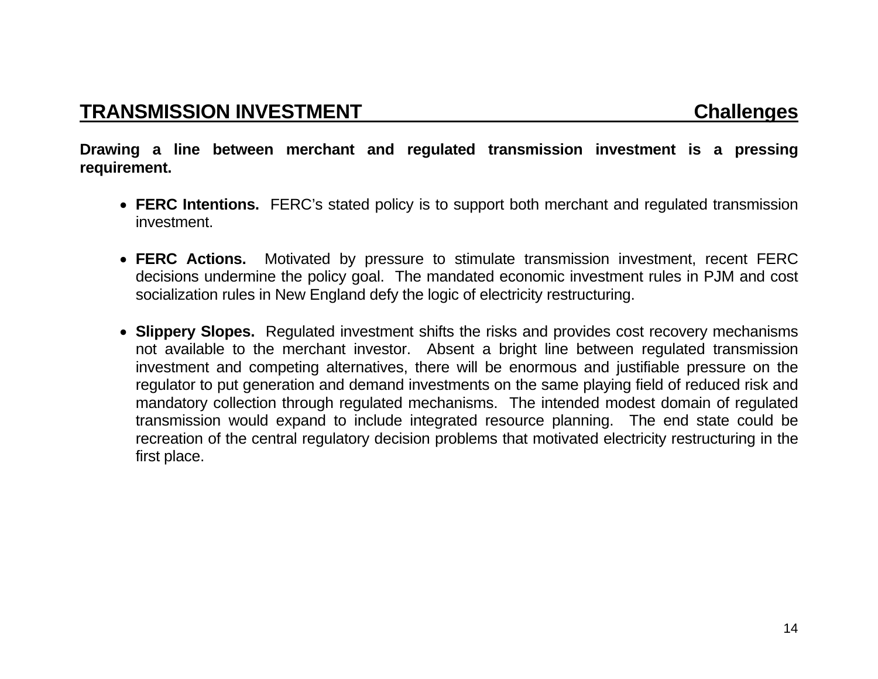## TRANSMISSION INVESTMENT — Challenges

**Drawing a line between merchant and regulated transmission investment is a pressing requirement.**

- **FERC Intentions.** FERC's stated policy is to support both merchant and regulated transmission investment.

- **FERC Actions.** Motivated by pressure to stimulate transmission investment, recent FERC decisions undermine the policy goal. The mandated economic investment rules in PJM and cost socialization rules in New England defy the logic of electricity restructuring.

- **Slippery Slopes.** Regulated investment shifts the risks and provides cost recovery mechanisms not available to the merchant investor. Absent a bright line between regulated transmission investment and competing alternatives, there will be enormous and justifiable pressure on the regulator to put generation and demand investments on the same playing field of reduced risk and mandatory collection through regulated mechanisms. The intended modest domain of regulated transmission would expand to include integrated resource planning. The end state could be recreation of the central regulatory decision problems that motivated electricity restructuring in the first place.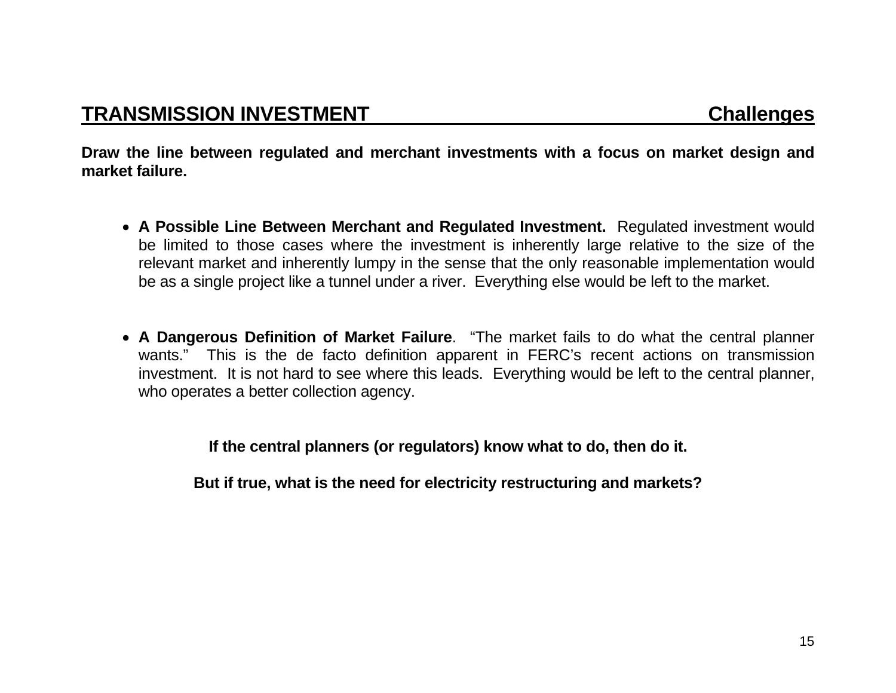## TRANSMISSION INVESTMENT — Challenges

**Draw the line between regulated and merchant investments with a focus on market design and market failure.**

- **A Possible Line Between Merchant and Regulated Investment.** Regulated investment would be limited to those cases where the investment is inherently large relative to the size of the relevant market and inherently lumpy in the sense that the only reasonable implementation would be as a single project like a tunnel under a river. Everything else would be left to the market.

- **A Dangerous Definition of Market Failure**. "The market fails to do what the central planner wants." This is the de facto definition apparent in FERC's recent actions on transmission investment. It is not hard to see where this leads. Everything would be left to the central planner, who operates a better collection agency.

**If the central planners (or regulators) know what to do, then do it.**

**But if true, what is the need for electricity restructuring and markets?**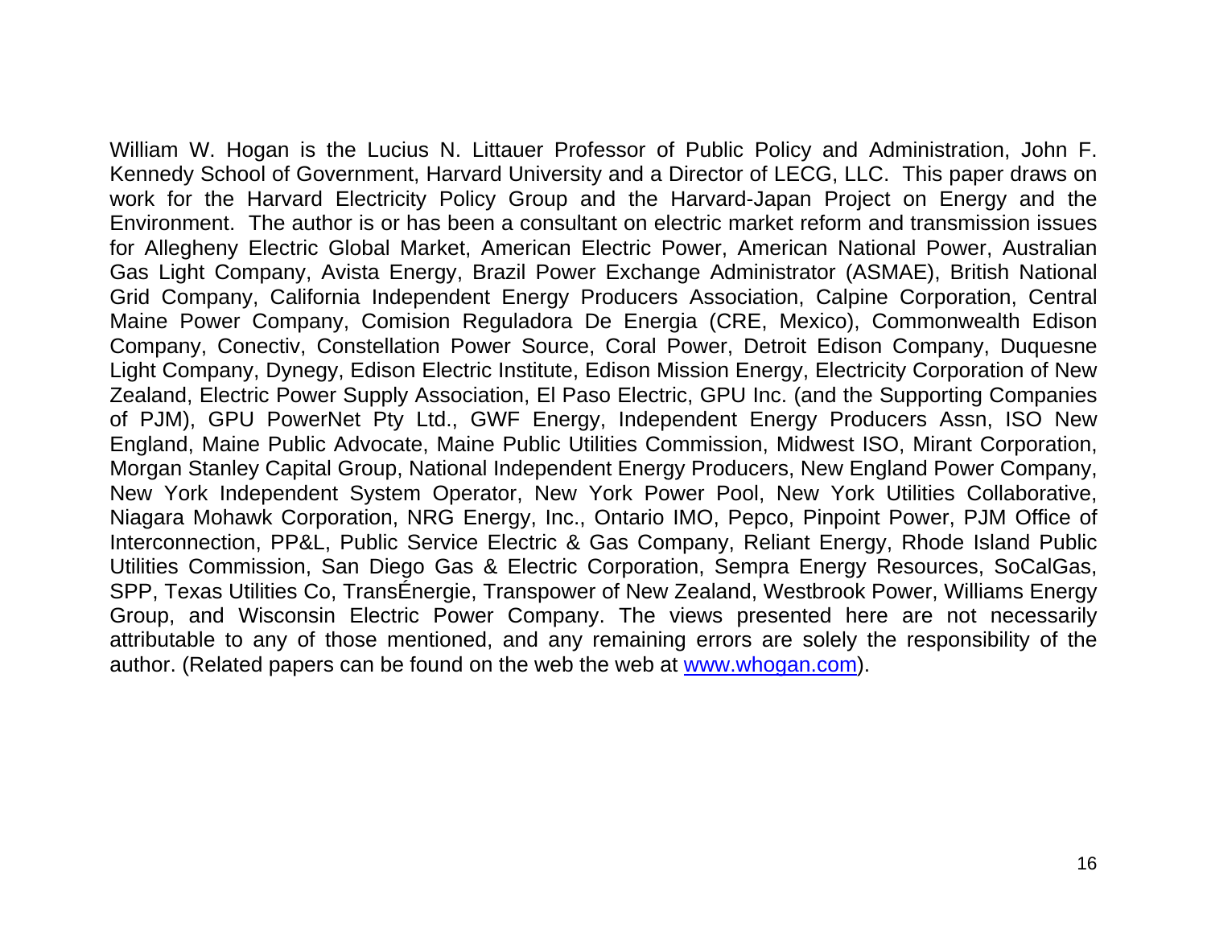William W. Hogan is the Lucius N. Littauer Professor of Public Policy and Administration, John F. Kennedy School of Government, Harvard University and a Director of LECG, LLC. This paper draws on work for the Harvard Electricity Policy Group and the Harvard-Japan Project on Energy and the Environment. The author is or has been a consultant on electric market reform and transmission issues for Allegheny Electric Global Market, American Electric Power, American National Power, Australian Gas Light Company, Avista Energy, Brazil Power Exchange Administrator (ASMAE), British National Grid Company, California Independent Energy Producers Association, Calpine Corporation, Central Maine Power Company, Comision Reguladora De Energia (CRE, Mexico), Commonwealth Edison Company, Conectiv, Constellation Power Source, Coral Power, Detroit Edison Company, Duquesne Light Company, Dynegy, Edison Electric Institute, Edison Mission Energy, Electricity Corporation of New Zealand, Electric Power Supply Association, El Paso Electric, GPU Inc. (and the Supporting Companies of PJM), GPU PowerNet Pty Ltd., GWF Energy, Independent Energy Producers Assn, ISO New England, Maine Public Advocate, Maine Public Utilities Commission, Midwest ISO, Mirant Corporation, Morgan Stanley Capital Group, National Independent Energy Producers, New England Power Company, New York Independent System Operator, New York Power Pool, New York Utilities Collaborative, Niagara Mohawk Corporation, NRG Energy, Inc., Ontario IMO, Pepco, Pinpoint Power, PJM Office of Interconnection, PP&L, Public Service Electric & Gas Company, Reliant Energy, Rhode Island Public Utilities Commission, San Diego Gas & Electric Corporation, Sempra Energy Resources, SoCalGas, SPP, Texas Utilities Co, TransÉnergie, Transpower of New Zealand, Westbrook Power, Williams Energy Group, and Wisconsin Electric Power Company. The views presented here are not necessarily attributable to any of those mentioned, and any remaining errors are solely the responsibility of the author. (Related papers can be found on the web the web at [www.whogan.com](http://www.whogan.com)).